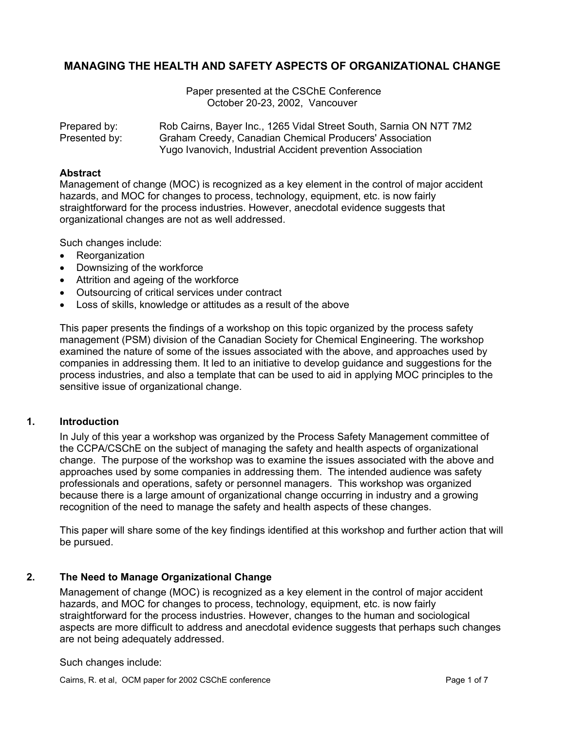# MANAGING THE HEALTH AND SAFETY ASPECTS OF ORGANIZATIONAL CHANGE

Paper presented at the CSChE Conference
October 20-23, 2002, Vancouver

| | |
|---|---|
| Prepared by: | Rob Cairns, Bayer Inc., 1265 Vidal Street South, Sarnia ON N7T 7M2 |
| Presented by: | Graham Creedy, Canadian Chemical Producers' Association |
| | Yugo Ivanovich, Industrial Accident prevention Association |

**Abstract**

Management of change (MOC) is recognized as a key element in the control of major accident hazards, and MOC for changes to process, technology, equipment, etc. is now fairly straightforward for the process industries. However, anecdotal evidence suggests that organizational changes are not as well addressed.

Such changes include:

- Reorganization
- Downsizing of the workforce
- Attrition and ageing of the workforce
- Outsourcing of critical services under contract
- Loss of skills, knowledge or attitudes as a result of the above

This paper presents the findings of a workshop on this topic organized by the process safety management (PSM) division of the Canadian Society for Chemical Engineering. The workshop examined the nature of some of the issues associated with the above, and approaches used by companies in addressing them. It led to an initiative to develop guidance and suggestions for the process industries, and also a template that can be used to aid in applying MOC principles to the sensitive issue of organizational change.

## 1. Introduction

In July of this year a workshop was organized by the Process Safety Management committee of the CCPA/CSChE on the subject of managing the safety and health aspects of organizational change. The purpose of the workshop was to examine the issues associated with the above and approaches used by some companies in addressing them. The intended audience was safety professionals and operations, safety or personnel managers. This workshop was organized because there is a large amount of organizational change occurring in industry and a growing recognition of the need to manage the safety and health aspects of these changes.

This paper will share some of the key findings identified at this workshop and further action that will be pursued.

## 2. The Need to Manage Organizational Change

Management of change (MOC) is recognized as a key element in the control of major accident hazards, and MOC for changes to process, technology, equipment, etc. is now fairly straightforward for the process industries. However, changes to the human and sociological aspects are more difficult to address and anecdotal evidence suggests that perhaps such changes are not being adequately addressed.

Such changes include: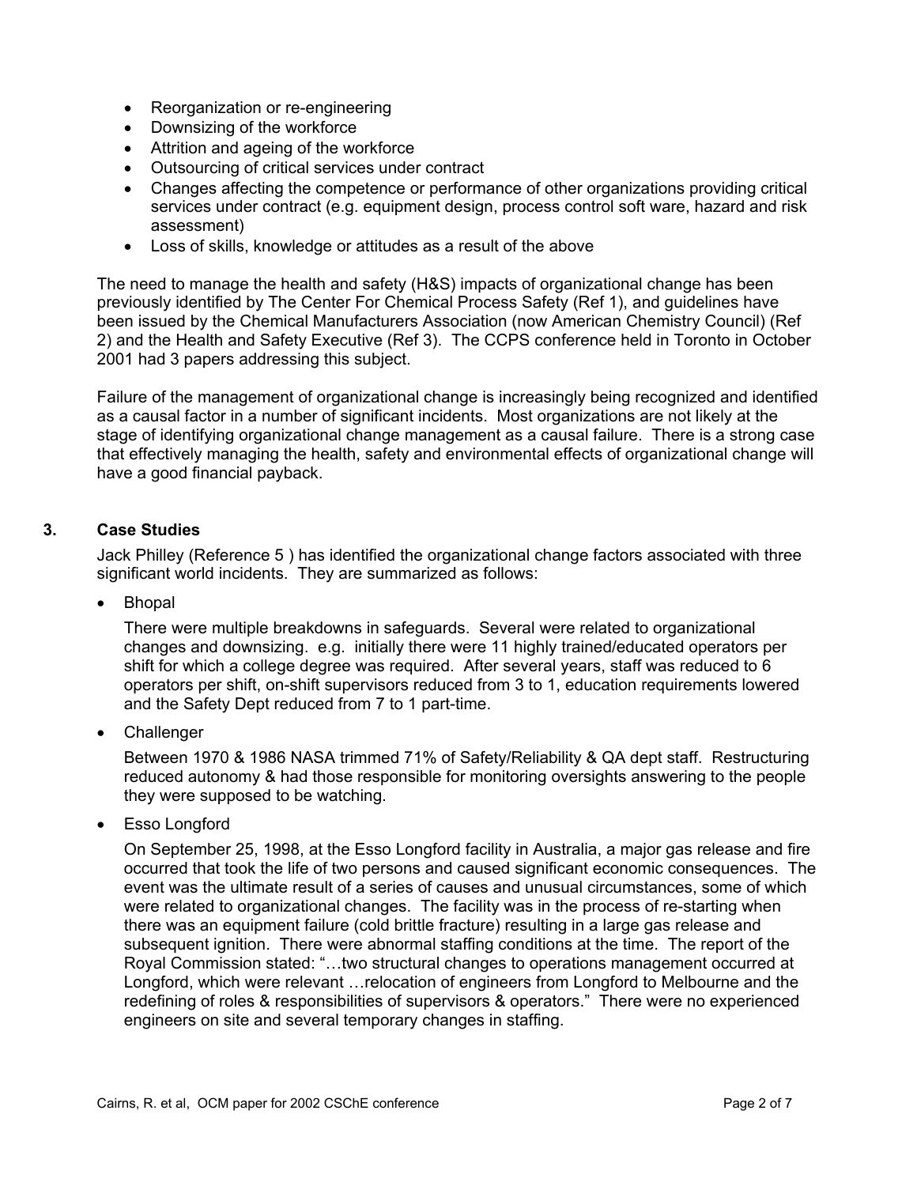- Reorganization or re-engineering
- Downsizing of the workforce
- Attrition and ageing of the workforce
- Outsourcing of critical services under contract
- Changes affecting the competence or performance of other organizations providing critical services under contract (e.g. equipment design, process control soft ware, hazard and risk assessment)
- Loss of skills, knowledge or attitudes as a result of the above

The need to manage the health and safety (H&S) impacts of organizational change has been previously identified by The Center For Chemical Process Safety (Ref 1), and guidelines have been issued by the Chemical Manufacturers Association (now American Chemistry Council) (Ref 2) and the Health and Safety Executive (Ref 3). The CCPS conference held in Toronto in October 2001 had 3 papers addressing this subject.

Failure of the management of organizational change is increasingly being recognized and identified as a causal factor in a number of significant incidents. Most organizations are not likely at the stage of identifying organizational change management as a causal failure. There is a strong case that effectively managing the health, safety and environmental effects of organizational change will have a good financial payback.

## 3. Case Studies

Jack Philley (Reference 5 ) has identified the organizational change factors associated with three significant world incidents. They are summarized as follows:

- Bhopal

  There were multiple breakdowns in safeguards. Several were related to organizational changes and downsizing. e.g. initially there were 11 highly trained/educated operators per shift for which a college degree was required. After several years, staff was reduced to 6 operators per shift, on-shift supervisors reduced from 3 to 1, education requirements lowered and the Safety Dept reduced from 7 to 1 part-time.

- Challenger

  Between 1970 & 1986 NASA trimmed 71% of Safety/Reliability & QA dept staff. Restructuring reduced autonomy & had those responsible for monitoring oversights answering to the people they were supposed to be watching.

- Esso Longford

  On September 25, 1998, at the Esso Longford facility in Australia, a major gas release and fire occurred that took the life of two persons and caused significant economic consequences. The event was the ultimate result of a series of causes and unusual circumstances, some of which were related to organizational changes. The facility was in the process of re-starting when there was an equipment failure (cold brittle fracture) resulting in a large gas release and subsequent ignition. There were abnormal staffing conditions at the time. The report of the Royal Commission stated: "…two structural changes to operations management occurred at Longford, which were relevant …relocation of engineers from Longford to Melbourne and the redefining of roles & responsibilities of supervisors & operators." There were no experienced engineers on site and several temporary changes in staffing.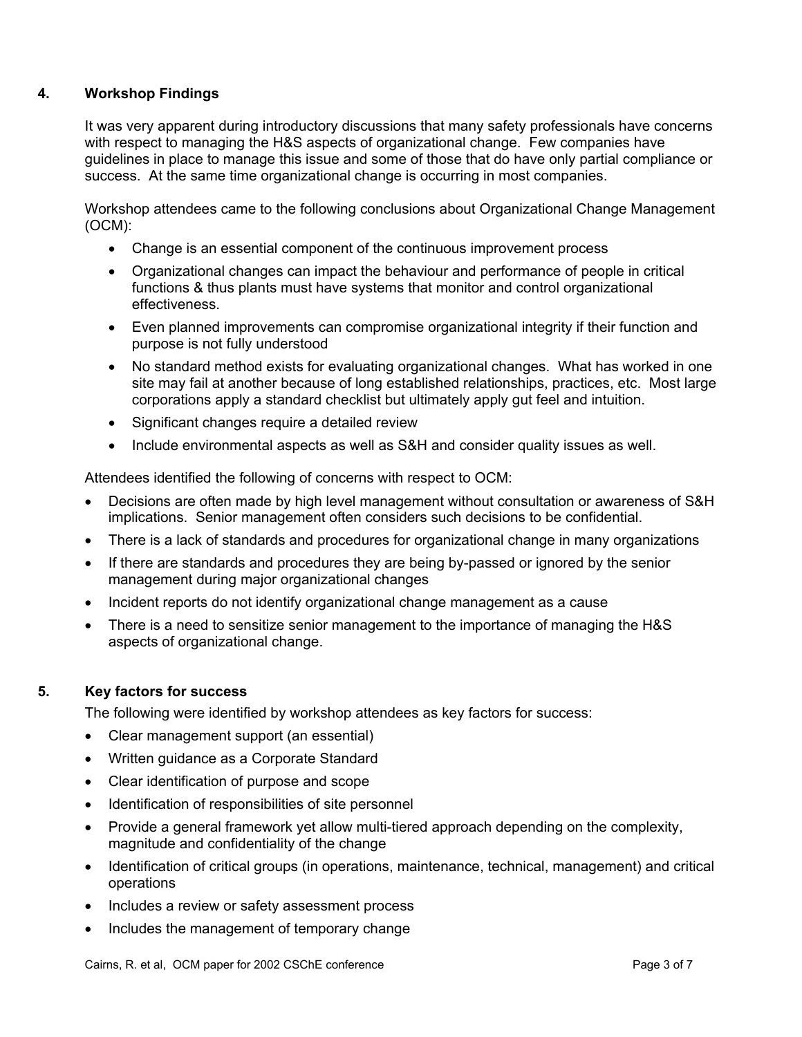## 4. Workshop Findings

It was very apparent during introductory discussions that many safety professionals have concerns with respect to managing the H&S aspects of organizational change. Few companies have guidelines in place to manage this issue and some of those that do have only partial compliance or success. At the same time organizational change is occurring in most companies.

Workshop attendees came to the following conclusions about Organizational Change Management (OCM):

- Change is an essential component of the continuous improvement process
- Organizational changes can impact the behaviour and performance of people in critical functions & thus plants must have systems that monitor and control organizational effectiveness.
- Even planned improvements can compromise organizational integrity if their function and purpose is not fully understood
- No standard method exists for evaluating organizational changes. What has worked in one site may fail at another because of long established relationships, practices, etc. Most large corporations apply a standard checklist but ultimately apply gut feel and intuition.
- Significant changes require a detailed review
- Include environmental aspects as well as S&H and consider quality issues as well.

Attendees identified the following of concerns with respect to OCM:

- Decisions are often made by high level management without consultation or awareness of S&H implications. Senior management often considers such decisions to be confidential.
- There is a lack of standards and procedures for organizational change in many organizations
- If there are standards and procedures they are being by-passed or ignored by the senior management during major organizational changes
- Incident reports do not identify organizational change management as a cause
- There is a need to sensitize senior management to the importance of managing the H&S aspects of organizational change.

## 5. Key factors for success

The following were identified by workshop attendees as key factors for success:

- Clear management support (an essential)
- Written guidance as a Corporate Standard
- Clear identification of purpose and scope
- Identification of responsibilities of site personnel
- Provide a general framework yet allow multi-tiered approach depending on the complexity, magnitude and confidentiality of the change
- Identification of critical groups (in operations, maintenance, technical, management) and critical operations
- Includes a review or safety assessment process
- Includes the management of temporary change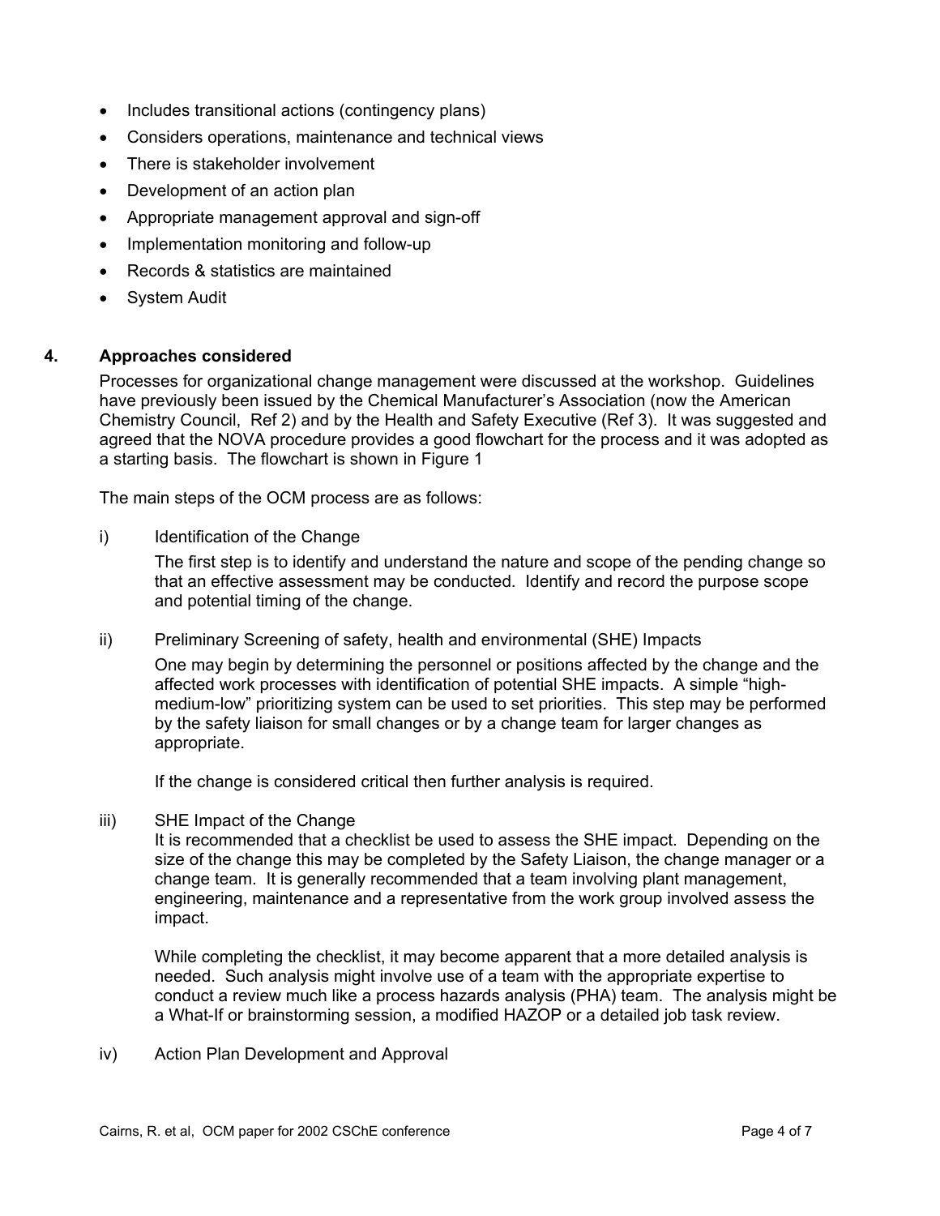- Includes transitional actions (contingency plans)
- Considers operations, maintenance and technical views
- There is stakeholder involvement
- Development of an action plan
- Appropriate management approval and sign-off
- Implementation monitoring and follow-up
- Records & statistics are maintained
- System Audit

## 4. Approaches considered

Processes for organizational change management were discussed at the workshop. Guidelines have previously been issued by the Chemical Manufacturer's Association (now the American Chemistry Council, Ref 2) and by the Health and Safety Executive (Ref 3). It was suggested and agreed that the NOVA procedure provides a good flowchart for the process and it was adopted as a starting basis. The flowchart is shown in Figure 1

The main steps of the OCM process are as follows:

i) Identification of the Change

The first step is to identify and understand the nature and scope of the pending change so that an effective assessment may be conducted. Identify and record the purpose scope and potential timing of the change.

ii) Preliminary Screening of safety, health and environmental (SHE) Impacts

One may begin by determining the personnel or positions affected by the change and the affected work processes with identification of potential SHE impacts. A simple "high-medium-low" prioritizing system can be used to set priorities. This step may be performed by the safety liaison for small changes or by a change team for larger changes as appropriate.

If the change is considered critical then further analysis is required.

iii) SHE Impact of the Change

It is recommended that a checklist be used to assess the SHE impact. Depending on the size of the change this may be completed by the Safety Liaison, the change manager or a change team. It is generally recommended that a team involving plant management, engineering, maintenance and a representative from the work group involved assess the impact.

While completing the checklist, it may become apparent that a more detailed analysis is needed. Such analysis might involve use of a team with the appropriate expertise to conduct a review much like a process hazards analysis (PHA) team. The analysis might be a What-If or brainstorming session, a modified HAZOP or a detailed job task review.

iv) Action Plan Development and Approval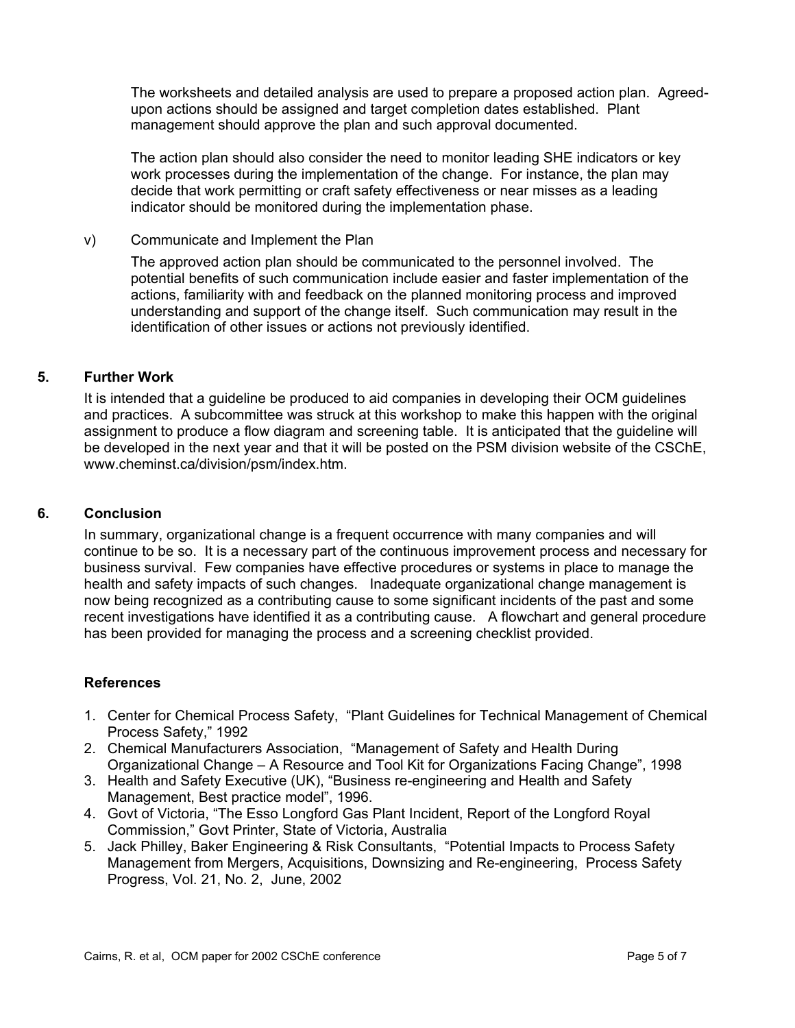The worksheets and detailed analysis are used to prepare a proposed action plan. Agreed-upon actions should be assigned and target completion dates established. Plant management should approve the plan and such approval documented.

The action plan should also consider the need to monitor leading SHE indicators or key work processes during the implementation of the change. For instance, the plan may decide that work permitting or craft safety effectiveness or near misses as a leading indicator should be monitored during the implementation phase.

v) Communicate and Implement the Plan

The approved action plan should be communicated to the personnel involved. The potential benefits of such communication include easier and faster implementation of the actions, familiarity with and feedback on the planned monitoring process and improved understanding and support of the change itself. Such communication may result in the identification of other issues or actions not previously identified.

## 5. Further Work

It is intended that a guideline be produced to aid companies in developing their OCM guidelines and practices. A subcommittee was struck at this workshop to make this happen with the original assignment to produce a flow diagram and screening table. It is anticipated that the guideline will be developed in the next year and that it will be posted on the PSM division website of the CSChE, www.cheminst.ca/division/psm/index.htm.

## 6. Conclusion

In summary, organizational change is a frequent occurrence with many companies and will continue to be so. It is a necessary part of the continuous improvement process and necessary for business survival. Few companies have effective procedures or systems in place to manage the health and safety impacts of such changes. Inadequate organizational change management is now being recognized as a contributing cause to some significant incidents of the past and some recent investigations have identified it as a contributing cause. A flowchart and general procedure has been provided for managing the process and a screening checklist provided.

### References

1. Center for Chemical Process Safety, "Plant Guidelines for Technical Management of Chemical Process Safety," 1992
2. Chemical Manufacturers Association, "Management of Safety and Health During Organizational Change – A Resource and Tool Kit for Organizations Facing Change", 1998
3. Health and Safety Executive (UK), "Business re-engineering and Health and Safety Management, Best practice model", 1996.
4. Govt of Victoria, "The Esso Longford Gas Plant Incident, Report of the Longford Royal Commission," Govt Printer, State of Victoria, Australia
5. Jack Philley, Baker Engineering & Risk Consultants, "Potential Impacts to Process Safety Management from Mergers, Acquisitions, Downsizing and Re-engineering, Process Safety Progress, Vol. 21, No. 2, June, 2002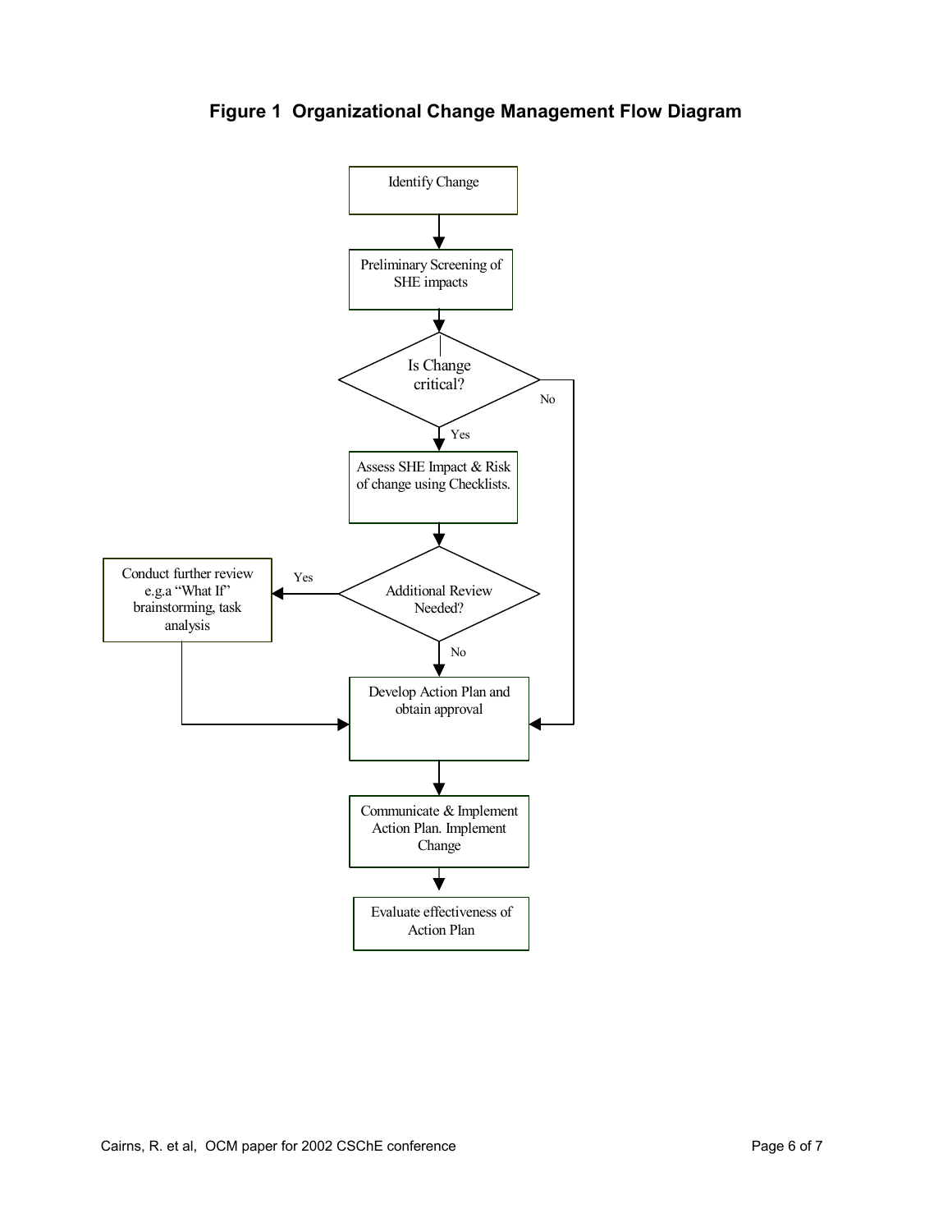**Figure 1 Organizational Change Management Flow Diagram**

Identify Change

Preliminary Screening of SHE impacts

Is Change critical?

No

Yes

Assess SHE Impact & Risk of change using Checklists.

Conduct further review e.g.a "What If" brainstorming, task analysis

Yes

Additional Review Needed?

No

Develop Action Plan and obtain approval

Communicate & Implement Action Plan. Implement Change

Evaluate effectiveness of Action Plan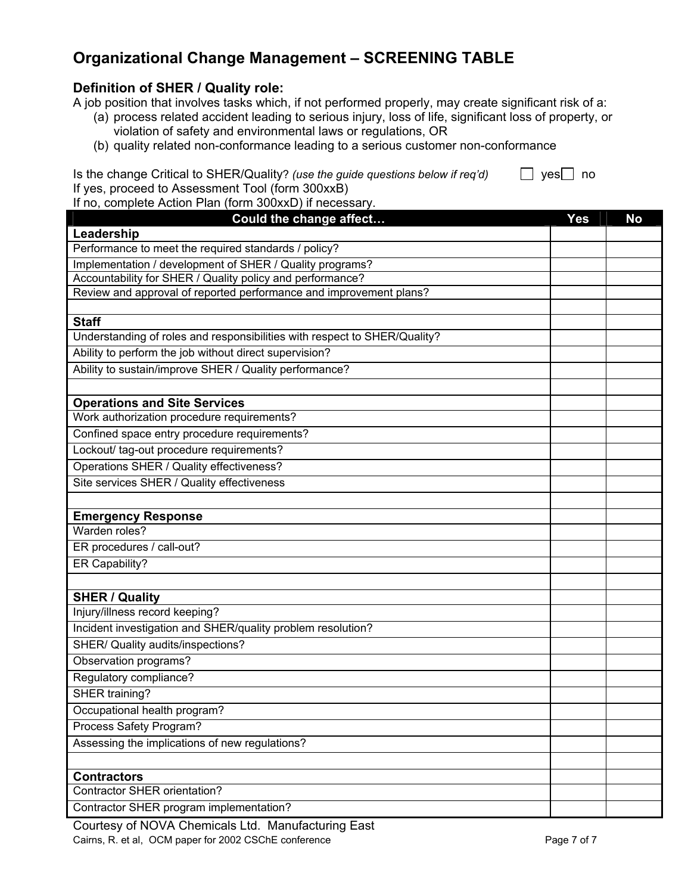# Organizational Change Management – SCREENING TABLE

### Definition of SHER / Quality role:

A job position that involves tasks which, if not performed properly, may create significant risk of a:

(a) process related accident leading to serious injury, loss of life, significant loss of property, or violation of safety and environmental laws or regulations, OR
(b) quality related non-conformance leading to a serious customer non-conformance

Is the change Critical to SHER/Quality? *(use the guide questions below if req'd)* ☐ yes ☐ no
If yes, proceed to Assessment Tool (form 300xxB)
If no, complete Action Plan (form 300xxD) if necessary.

| Could the change affect… | Yes | No |
|---|---|---|
| **Leadership** | | |
| Performance to meet the required standards / policy? | | |
| Implementation / development of SHER / Quality programs? | | |
| Accountability for SHER / Quality policy and performance? | | |
| Review and approval of reported performance and improvement plans? | | |
| | | |
| **Staff** | | |
| Understanding of roles and responsibilities with respect to SHER/Quality? | | |
| Ability to perform the job without direct supervision? | | |
| Ability to sustain/improve SHER / Quality performance? | | |
| | | |
| **Operations and Site Services** | | |
| Work authorization procedure requirements? | | |
| Confined space entry procedure requirements? | | |
| Lockout/ tag-out procedure requirements? | | |
| Operations SHER / Quality effectiveness? | | |
| Site services SHER / Quality effectiveness | | |
| | | |
| **Emergency Response** | | |
| Warden roles? | | |
| ER procedures / call-out? | | |
| ER Capability? | | |
| | | |
| **SHER / Quality** | | |
| Injury/illness record keeping? | | |
| Incident investigation and SHER/quality problem resolution? | | |
| SHER/ Quality audits/inspections? | | |
| Observation programs? | | |
| Regulatory compliance? | | |
| SHER training? | | |
| Occupational health program? | | |
| Process Safety Program? | | |
| Assessing the implications of new regulations? | | |
| | | |
| **Contractors** | | |
| Contractor SHER orientation? | | |
| Contractor SHER program implementation? | | |

Courtesy of NOVA Chemicals Ltd. Manufacturing East